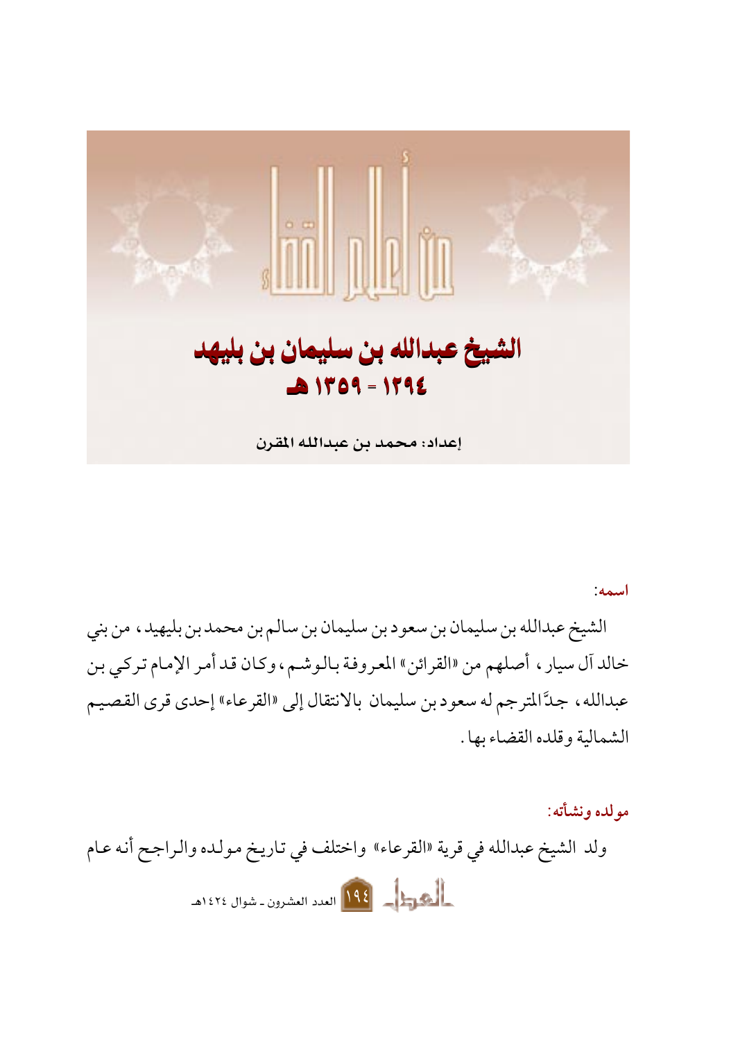# من أعلام القضاء

## الشيخ عبدالله بن سليمان بن بليهد

## ١٢٩٤ - ١٣٥٩ هـ

**إعداد: محمد بن عبدالله المقرن**

### اسمه:

الشيخ عبدالله بن سليمان بن سعود بن سليمان بن سالم بن محمد بن بليهيد، من بني خالد آل سيار، أصلهم من «القرائن» المعروفة بالوشم، وكان قد أمر الإمام تركي بن عبدالله، جدَّ المترجم له سعود بن سليمان بالانتقال إلى «القرعاء» إحدى قرى القصيم الشمالية وقلده القضاء بها.

### مولده ونشأته:

ولد الشيخ عبدالله في قرية «القرعاء» واختلف في تاريخ مولده والراجح أنه عام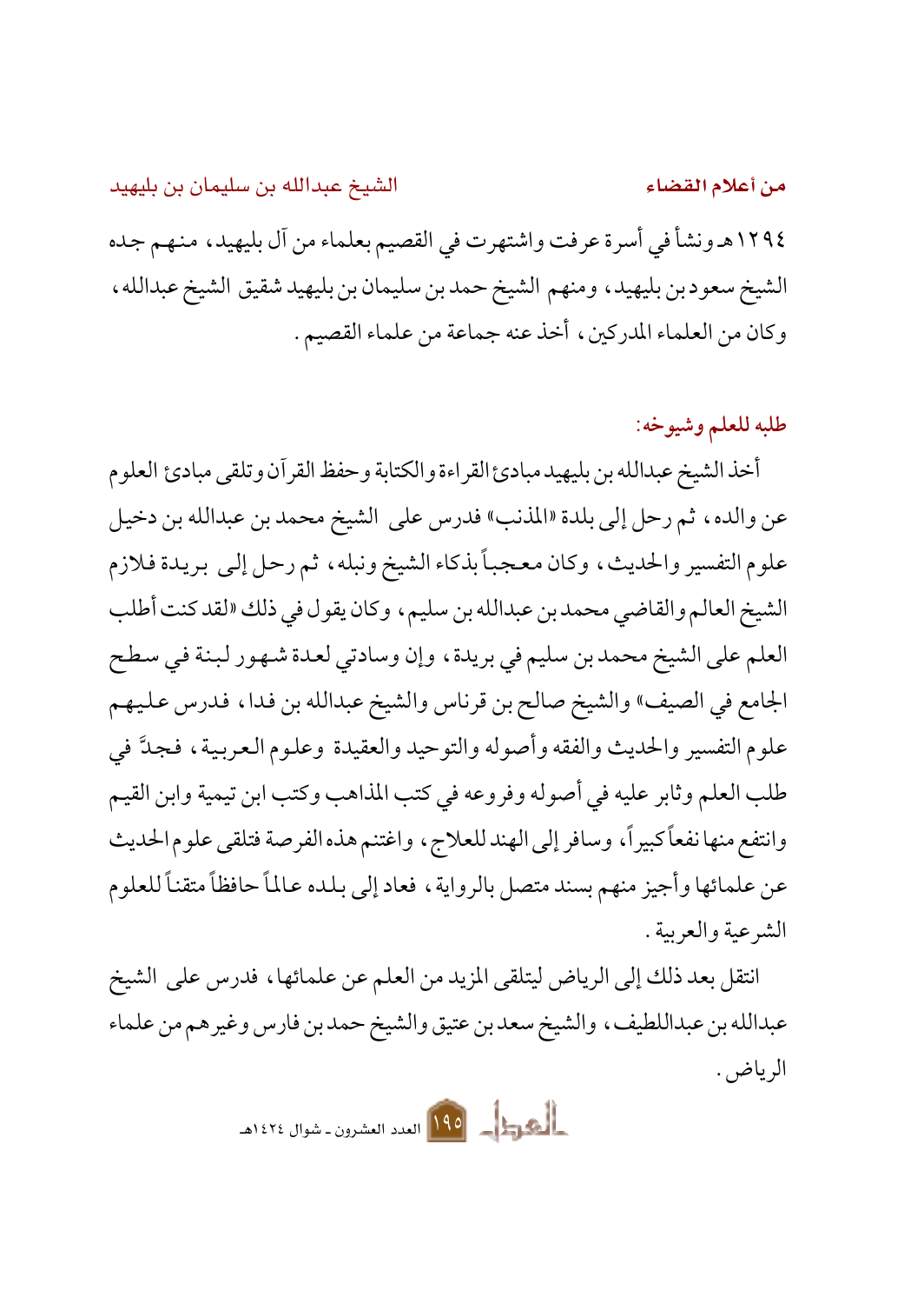١٢٩٤هـ ونشأ في أسرة عرفت واشتهرت في القصيم بعلماء من آل بليهيد، منهم جده الشيخ سعود بن بليهيد، ومنهم الشيخ حمد بن سليمان بن بليهيد شقيق الشيخ عبدالله، وكان من العلماء المدركين، أخذ عنه جماعة من علماء القصيم.

## طلبه للعلم وشيوخه:

أخذ الشيخ عبدالله بن بليهيد مبادئ القراءة والكتابة وحفظ القرآن وتلقى مبادئ العلوم عن والده، ثم رحل إلى بلدة «المذنب» فدرس على الشيخ محمد بن عبدالله بن دخيل علوم التفسير والحديث، وكان معجباً بذكاء الشيخ ونبله، ثم رحل إلى بريدة فلازم الشيخ العالم والقاضي محمد بن عبدالله بن سليم، وكان يقول في ذلك «لقد كنت أطلب العلم على الشيخ محمد بن سليم في بريدة، وإن وسادتي لعدة شهور لبنة في سطح الجامع في الصيف» والشيخ صالح بن قرناس والشيخ عبدالله بن فدا، فدرس عليهم علوم التفسير والحديث والفقه وأصوله والتوحيد والعقيدة وعلوم العربية، فجدَّ في طلب العلم وثابر عليه في أصوله وفروعه في كتب المذاهب وكتب ابن تيمية وابن القيم وانتفع منها نفعاً كبيراً، وسافر إلى الهند للعلاج، واغتنم هذه الفرصة فتلقى علوم الحديث عن علمائها وأجيز منهم بسند متصل بالرواية، فعاد إلى بلده عالماً حافظاً متقناً للعلوم الشرعية والعربية.

انتقل بعد ذلك إلى الرياض ليتلقى المزيد من العلم عن علمائها، فدرس على الشيخ عبدالله بن عبداللطيف، والشيخ سعد بن عتيق والشيخ حمد بن فارس وغيرهم من علماء الرياض.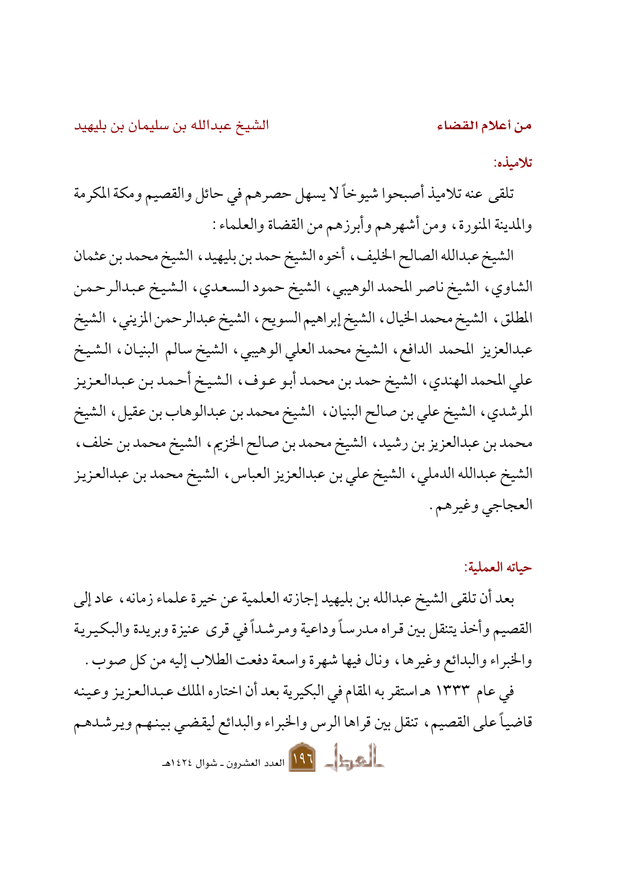## تلاميذه:

تلقى عنه تلاميذ أصبحوا شيوخاً لا يسهل حصرهم في حائل والقصيم ومكة المكرمة والمدينة المنورة، ومن أشهرهم وأبرزهم من القضاة والعلماء:

الشيخ عبدالله الصالح الخليف، أخوه الشيخ حمد بن بليهيد، الشيخ محمد بن عثمان الشاوي، الشيخ ناصر المحمد الوهيبي، الشيخ حمود السعدي، الشيخ عبدالرحمن المطلق، الشيخ محمد الخيال، الشيخ إبراهيم السويح، الشيخ عبدالرحمن المزيني، الشيخ عبدالعزيز المحمد الدافع، الشيخ محمد العلي الوهيبي، الشيخ سالم البنيان، الشيخ علي المحمد الهندي، الشيخ حمد بن محمد أبو عوف، الشيخ أحمد بن عبدالعزيز المرشدي، الشيخ علي بن صالح البنيان، الشيخ محمد بن عبدالوهاب بن عقيل، الشيخ محمد بن عبدالعزيز بن رشيد، الشيخ محمد بن صالح الخزيم، الشيخ محمد بن خلف، الشيخ عبدالله الدملي، الشيخ علي بن عبدالعزيز العباس، الشيخ محمد بن عبدالعزيز العجاجي وغيرهم.

## حياته العملية:

بعد أن تلقى الشيخ عبدالله بن بليهيد إجازته العلمية عن خيرة علماء زمانه، عاد إلى القصيم وأخذ يتنقل بين قراه مدرساً وداعية ومرشداً في قرى عنيزة وبريدة والبكيرية والخبراء والبدائع وغيرها، ونال فيها شهرة واسعة دفعت الطلاب إليه من كل صوب.

في عام ١٣٣٣ هـ استقر به المقام في البكيرية بعد أن اختاره الملك عبدالعزيز وعينه قاضياً على القصيم، تنقل بين قراها الرس والخبراء والبدائع ليقضي بينهم ويرشدهم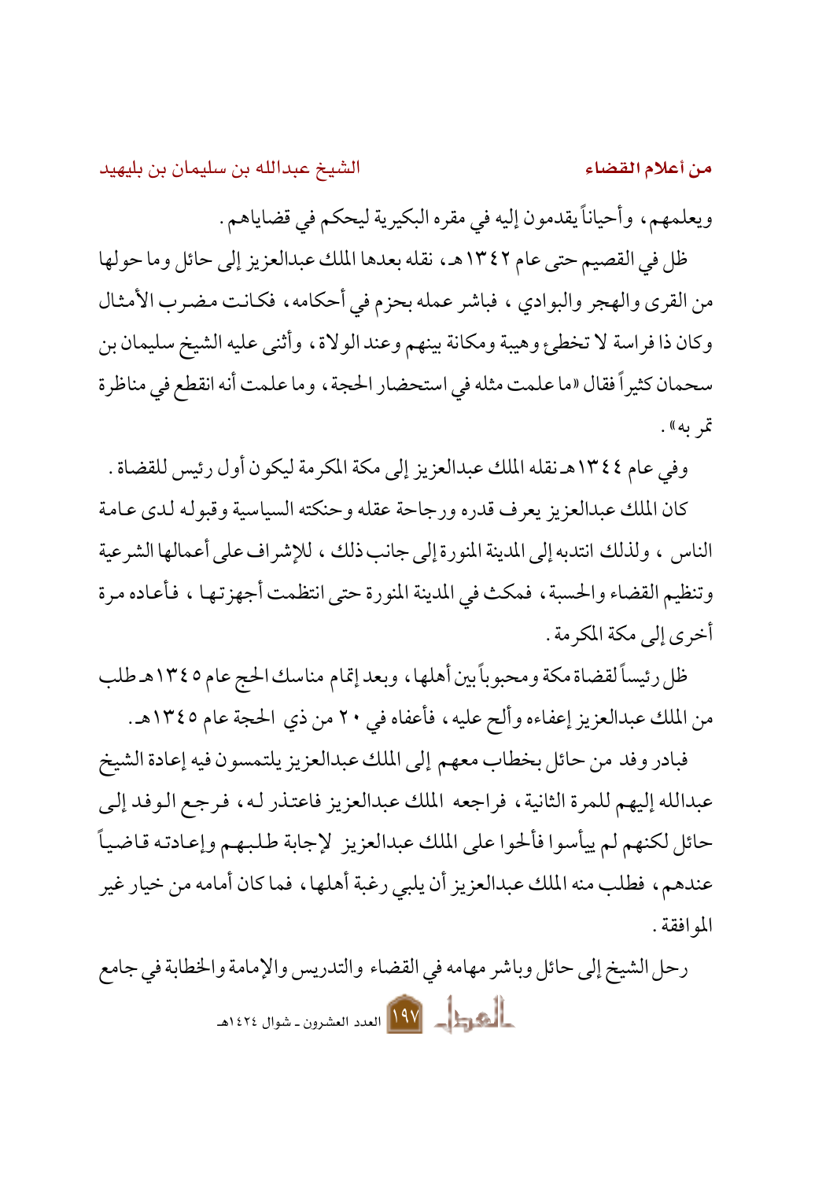ويعلمهم، وأحياناً يقدمون إليه في مقره البكيرية ليحكم في قضاياهم.

ظل في القصيم حتى عام ١٣٤٢هـ، نقله بعدها الملك عبدالعزيز إلى حائل وما حولها من القرى والهجر والبوادي، فباشر عمله بحزم في أحكامه، فكانت مضرب الأمثال وكان ذا فراسة لا تخطئ وهيبة ومكانة بينهم وعند الولاة، وأثنى عليه الشيخ سليمان بن سحمان كثيراً فقال «ما علمت مثله في استحضار الحجة، وما علمت أنه انقطع في مناظرة تمر به».

وفي عام ١٣٤٤هـ نقله الملك عبدالعزيز إلى مكة المكرمة ليكون أول رئيس للقضاة.

كان الملك عبدالعزيز يعرف قدره ورجاحة عقله وحنكته السياسية وقبوله لدى عامة الناس، ولذلك انتدبه إلى المدينة المنورة إلى جانب ذلك، للإشراف على أعمالها الشرعية وتنظيم القضاء والحسبة، فمكث في المدينة المنورة حتى انتظمت أجهزتها، فأعاده مرة أخرى إلى مكة المكرمة.

ظل رئيساً لقضاة مكة ومحبوباً بين أهلها، وبعد إتمام مناسك الحج عام ١٣٤٥هـ طلب من الملك عبدالعزيز إعفاءه وألح عليه، فأعفاه في ٢٠ من ذي الحجة عام ١٣٤٥هـ.

فبادر وفد من حائل بخطاب معهم إلى الملك عبدالعزيز يلتمسون فيه إعادة الشيخ عبدالله إليهم للمرة الثانية، فراجعه الملك عبدالعزيز فاعتذر له، فرجع الوفد إلى حائل لكنهم لم ييأسوا فألحوا على الملك عبدالعزيز لإجابة طلبهم وإعادته قاضياً عندهم، فطلب منه الملك عبدالعزيز أن يلبي رغبة أهلها، فما كان أمامه من خيار غير الموافقة.

رحل الشيخ إلى حائل وباشر مهامه في القضاء والتدريس والإمامة والخطابة في جامع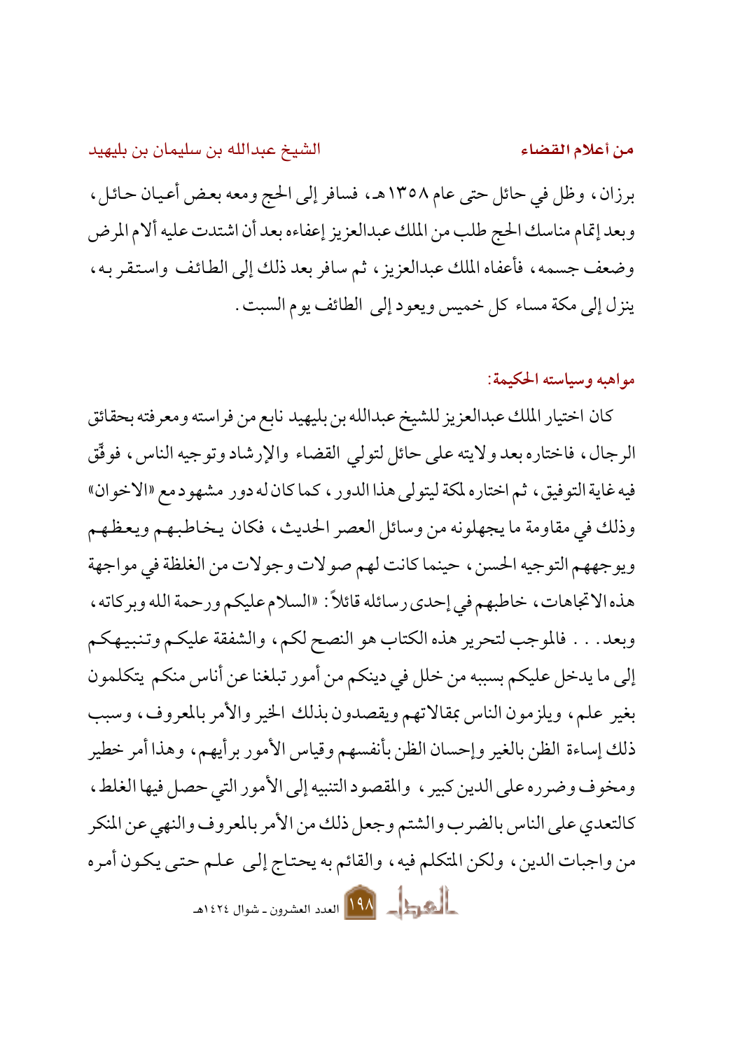برزان، وظل في حائل حتى عام ١٣٥٨هـ، فسافر إلى الحج ومعه بعض أعيان حائل، وبعد إتمام مناسك الحج طلب من الملك عبدالعزيز إعفاءه بعد أن اشتدت عليه آلام المرض وضعف جسمه، فأعفاه الملك عبدالعزيز، ثم سافر بعد ذلك إلى الطائف واستقر به، ينزل إلى مكة مساء كل خميس ويعود إلى الطائف يوم السبت.

### مواهبه وسياسته الحكيمة:

كان اختيار الملك عبدالعزيز للشيخ عبدالله بن بليهيد نابع من فراسته ومعرفته بحقائق الرجال، فاختاره بعد ولايته على حائل لتولي القضاء والإرشاد وتوجيه الناس، فوفّق فيه غاية التوفيق، ثم اختاره لمكة ليتولى هذا الدور، كما كان له دور مشهود مع «الاخوان» وذلك في مقاومة ما يجهلونه من وسائل العصر الحديث، فكان يخاطبهم ويعظهم ويوجههم التوجيه الحسن، حينما كانت لهم صولات وجولات من الغلظة في مواجهة هذه الاتجاهات، خاطبهم في إحدى رسائله قائلاً: «السلام عليكم ورحمة الله وبركاته، وبعد... فالموجب لتحرير هذه الكتاب هو النصح لكم، والشفقة عليكم وتنبيهكم إلى ما يدخل عليكم بسببه من خلل في دينكم من أمور تبلغنا عن أناس منكم يتكلمون بغير علم، ويلزمون الناس بمقالاتهم ويقصدون بذلك الخير والأمر بالمعروف، وسبب ذلك إساءة الظن بالغير وإحسان الظن بأنفسهم وقياس الأمور برأيهم، وهذا أمر خطير ومخوف وضرره على الدين كبير، والمقصود التنبيه إلى الأمور التي حصل فيها الغلط، كالتعدي على الناس بالضرب والشتم وجعل ذلك من الأمر بالمعروف والنهي عن المنكر من واجبات الدين، ولكن المتكلم فيه، والقائم به يحتاج إلى علم حتى يكون أمره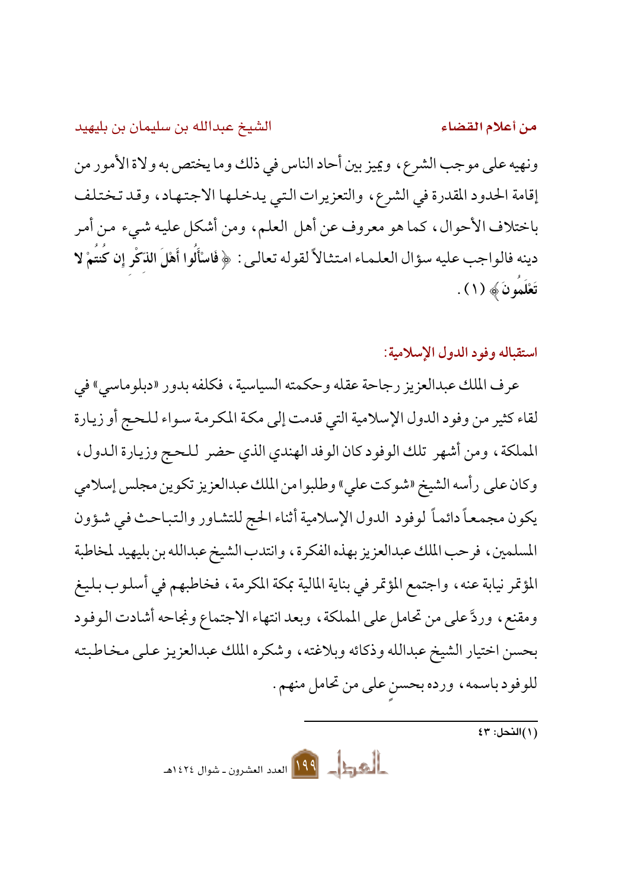ونهيه على موجب الشرع، ويميز بين أحاد الناس في ذلك وما يختص به ولاة الأمور من إقامة الحدود المقدرة في الشرع، والتعزيرات التي يدخلها الاجتهاد، وقد تختلف باختلاف الأحوال، كما هو معروف عن أهل العلم، ومن أشكل عليه شيء من أمر دينه فالواجب عليه سؤال العلماء امتثالاً لقوله تعالى: ﴿ **فَاسْأَلُوا أَهْلَ الذِّكْرِ إِن كُنتُمْ لا تَعْلَمُونَ** ﴾ (١).

### استقباله وفود الدول الإسلامية:

عرف الملك عبدالعزيز رجاحة عقله وحكمته السياسية، فكلفه بدور «دبلوماسي» في لقاء كثير من وفود الدول الإسلامية التي قدمت إلى مكة المكرمة سواء للحج أو زيارة المملكة، ومن أشهر تلك الوفود كان الوفد الهندي الذي حضر للحج وزيارة الدول، وكان على رأسه الشيخ «شوكت علي» وطلبوا من الملك عبدالعزيز تكوين مجلس إسلامي يكون مجمعاً دائماً لوفود الدول الإسلامية أثناء الحج للتشاور والتباحث في شؤون المسلمين، فرحب الملك عبدالعزيز بهذه الفكرة، وانتدب الشيخ عبدالله بن بليهيد لمخاطبة المؤتمر نيابة عنه، واجتمع المؤتمر في بناية المالية بمكة المكرمة، فخاطبهم في أسلوب بليغ ومقنع، وردَّ على من تحامل على المملكة، وبعد انتهاء الاجتماع ونجاحه أشادت الوفود بحسن اختيار الشيخ عبدالله وذكائه وبلاغته، وشكره الملك عبدالعزيز على مخاطبته للوفود باسمه، ورده بحسنٍ على من تحامل منهم.

---

(١) النحل: ٤٣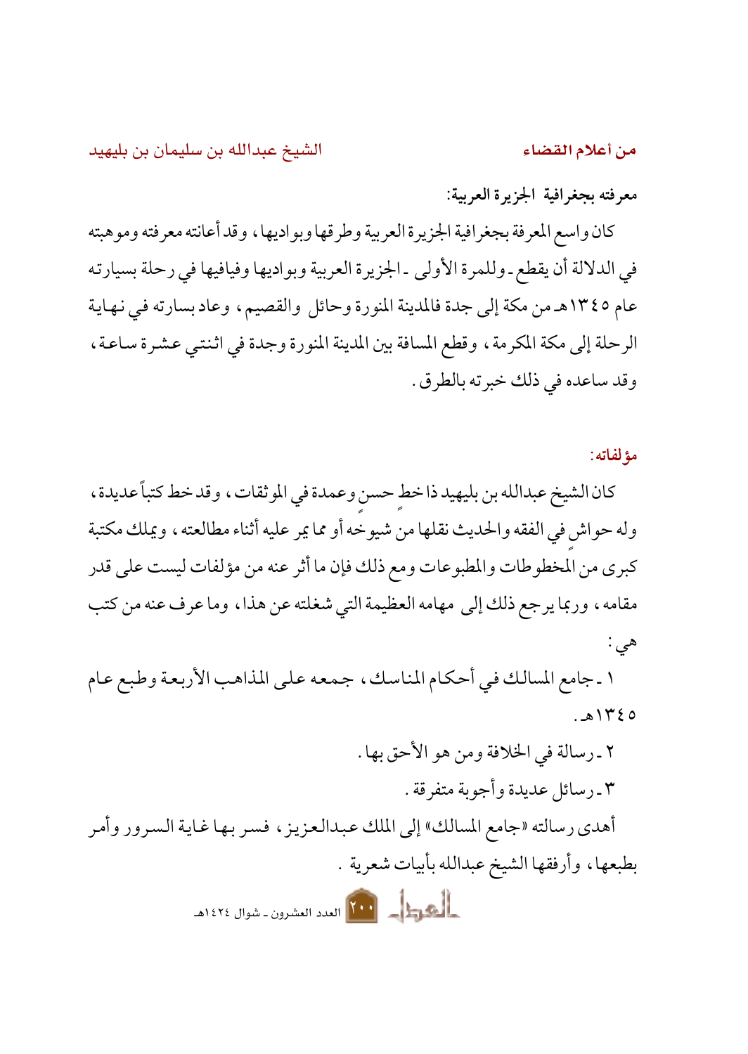### معرفته بجغرافية الجزيرة العربية:

كان واسع المعرفة بجغرافية الجزيرة العربية وطرقها وبواديها، وقد أعانته معرفته وموهبته في الدلالة أن يقطع ـ وللمرة الأولى ـ الجزيرة العربية وبواديها وفيافيها في رحلة بسيارته عام ١٣٤٥هـ من مكة إلى جدة فالمدينة المنورة وحائل والقصيم، وعاد بسارته في نهاية الرحلة إلى مكة المكرمة، وقطع المسافة بين المدينة المنورة وجدة في اثنتي عشرة ساعة، وقد ساعده في ذلك خبرته بالطرق.

### مؤلفاته:

كان الشيخ عبدالله بن بليهيد ذا خطٍ حسنٍ وعمدة في الموثقات، وقد خط كتباً عديدة، وله حواشٍ في الفقه والحديث نقلها من شيوخه أو مما يمر عليه أثناء مطالعته، ويملك مكتبة كبرى من المخطوطات والمطبوعات ومع ذلك فإن ما أثر عنه من مؤلفات ليست على قدر مقامه، وربما يرجع ذلك إلى مهامه العظيمة التي شغلته عن هذا، وما عرف عنه من كتب هي:

١ ـ جامع المسالك في أحكام المناسك، جمعه على المذاهب الأربعة وطبع عام ١٣٤٥هـ.

٢ ـ رسالة في الخلافة ومن هو الأحق بها.

٣ ـ رسائل عديدة وأجوبة متفرقة.

أهدى رسالته «جامع المسالك» إلى الملك عبدالعزيز، فسر بها غاية السرور وأمر بطبعها، وأرفقها الشيخ عبدالله بأبيات شعرية .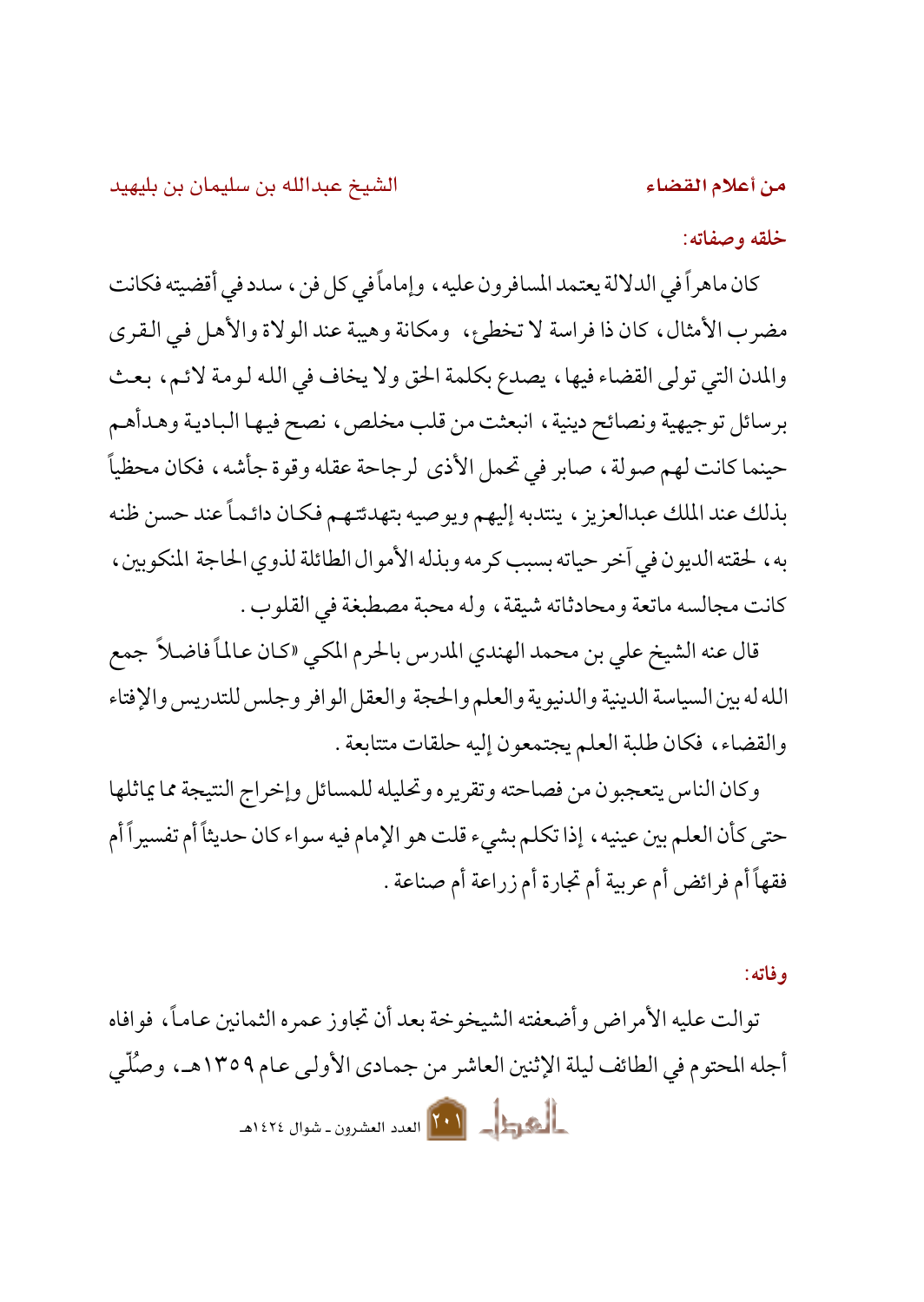### خلقه وصفاته:

كان ماهراً في الدلالة يعتمد المسافرون عليه، وإماماً في كل فن، سدد في أقضيته فكانت مضرب الأمثال، كان ذا فراسة لا تخطئ، ومكانة وهيبة عند الولاة والأهل في القرى والمدن التي تولى القضاء فيها، يصدع بكلمة الحق ولا يخاف في الله لومة لائم، بعث برسائل توجيهية ونصائح دينية، انبعثت من قلب مخلص، نصح فيها البادية وهدأهم حينما كانت لهم صولة، صابر في تحمل الأذى لرجاحة عقله وقوة جأشه، فكان محظياً بذلك عند الملك عبدالعزيز، ينتدبه إليهم ويوصيه بتهدئتهم فكان دائماً عند حسن ظنه به، لحقته الديون في آخر حياته بسبب كرمه وبذله الأموال الطائلة لذوي الحاجة المنكوبين، كانت مجالسه ماتعة ومحادثاته شيقة، وله محبة مصطبغة في القلوب.

قال عنه الشيخ علي بن محمد الهندي المدرس بالحرم المكي «كان عالماً فاضلاً جمع الله له بين السياسة الدينية والدنيوية والعلم والحجة والعقل الوافر وجلس للتدريس والإفتاء والقضاء، فكان طلبة العلم يجتمعون إليه حلقات متتابعة.

وكان الناس يتعجبون من فصاحته وتقريره وتحليله للمسائل وإخراج النتيجة مما يماثلها حتى كأن العلم بين عينيه، إذا تكلم بشيء قلت هو الإمام فيه سواء كان حديثاً أم تفسيراً أم فقهاً أم فرائض أم عربية أم تجارة أم زراعة أم صناعة.

### وفاته:

توالت عليه الأمراض وأضعفته الشيخوخة بعد أن تجاوز عمره الثمانين عاماً، فوافاه أجله المحتوم في الطائف ليلة الإثنين العاشر من جمادى الأولى عام ١٣٥٩هـ، وصُلّي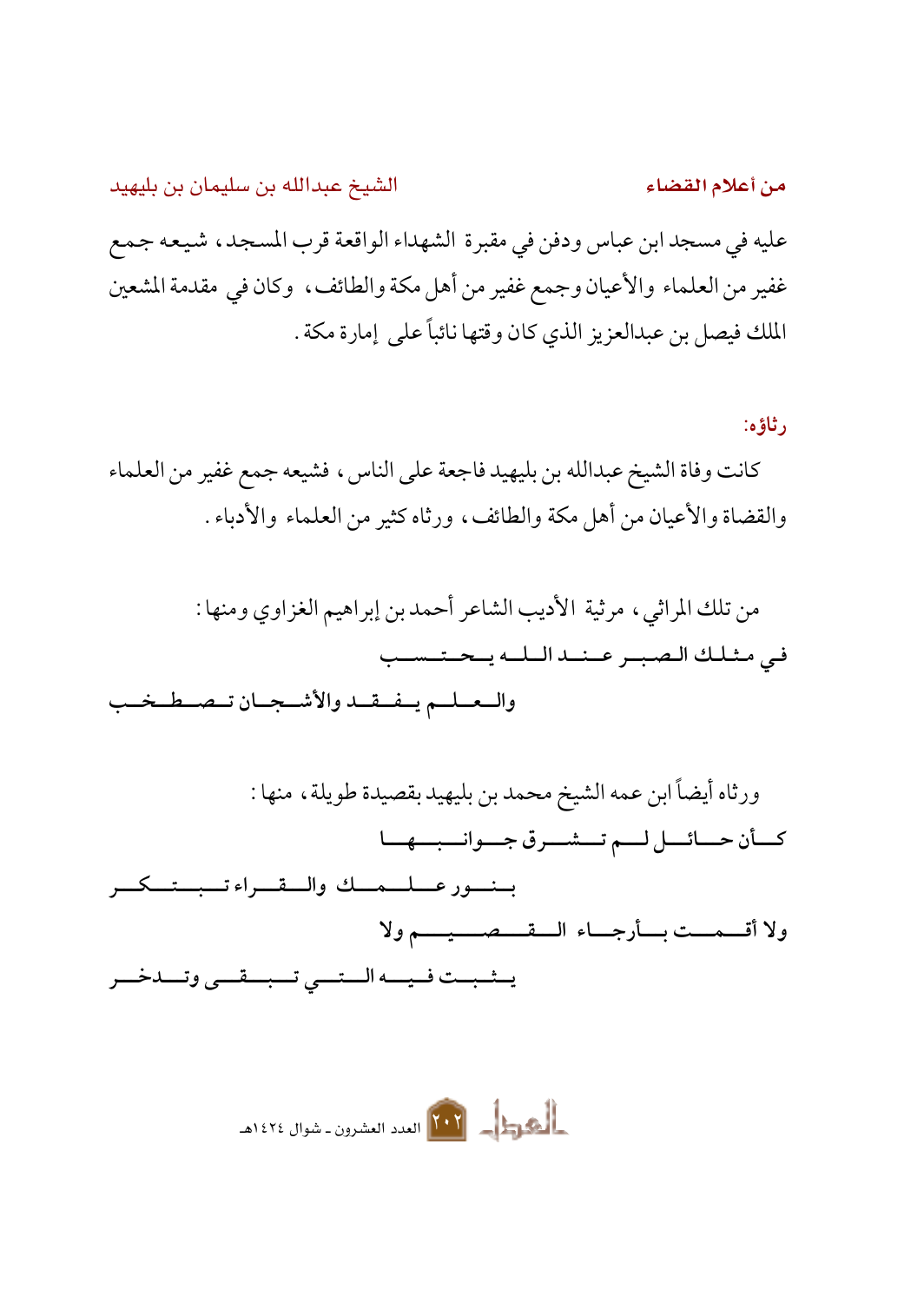عليه في مسجد ابن عباس ودفن في مقبرة الشهداء الواقعة قرب المسجد، شيعه جمع غفير من العلماء والأعيان وجمع غفير من أهل مكة والطائف، وكان في مقدمة المشعين الملك فيصل بن عبدالعزيز الذي كان وقتها نائباً على إمارة مكة.

### رثاؤه:

كانت وفاة الشيخ عبدالله بن بليهيد فاجعة على الناس، فشيعه جمع غفير من العلماء والقضاة والأعيان من أهل مكة والطائف، ورثاه كثير من العلماء والأدباء.

من تلك المراثي، مرثية الأديب الشاعر أحمد بن إبراهيم الغزاوي ومنها:

في مثلك الصبر عند الله يحتسب
والعلم يفقد والأشجان تصطخب

ورثاه أيضاً ابن عمه الشيخ محمد بن بليهيد بقصيدة طويلة، منها:

كأن حائل لم تشرق جوانبها
بنور علمك والقراء تبتكر

ولا أقمت بأرجاء القصيم ولا
يثبت فيه التي تبقى وتدخر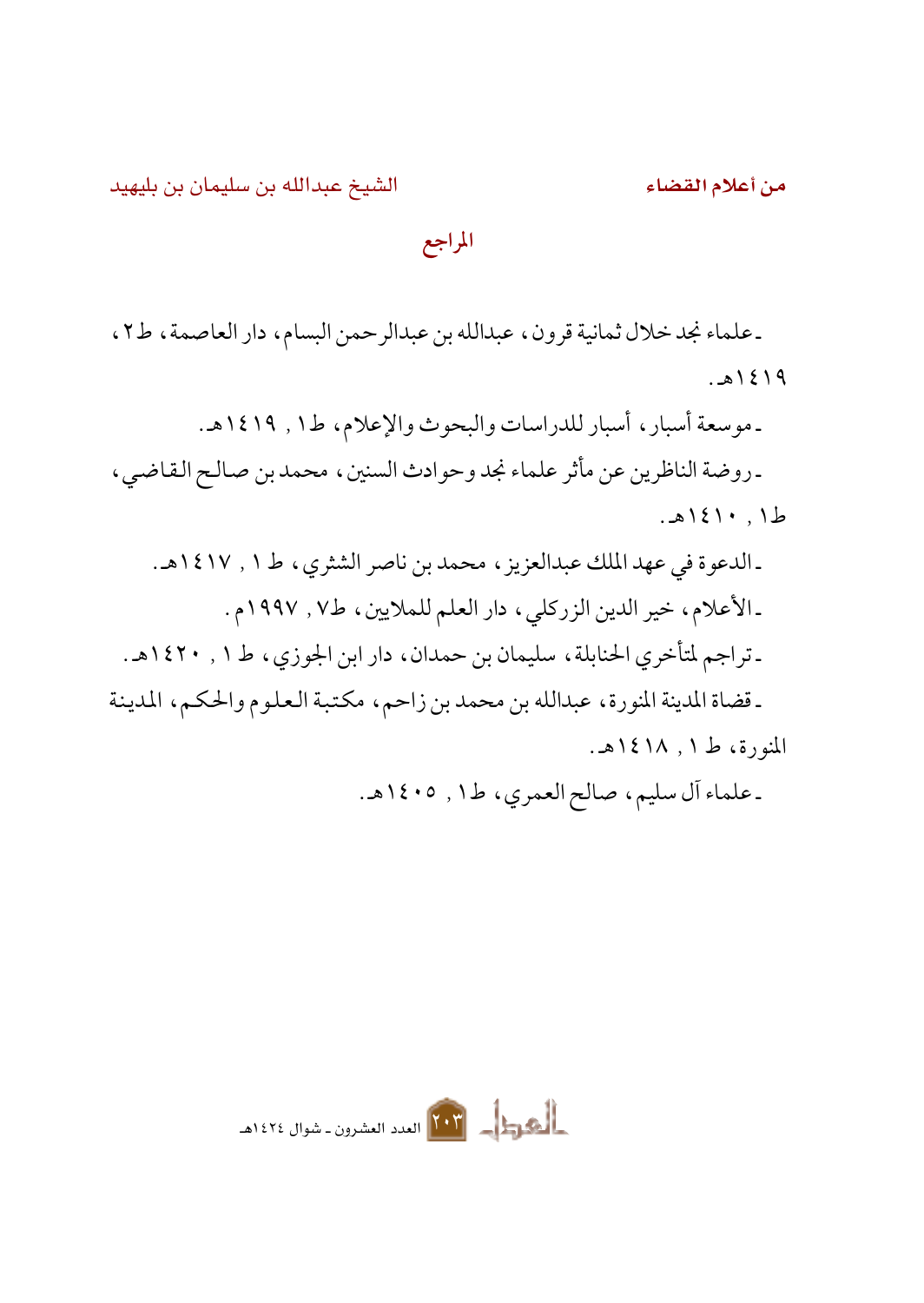## المراجع

- علماء نجد خلال ثمانية قرون، عبدالله بن عبدالرحمن البسام، دار العاصمة، ط٢، ١٤١٩هـ.
- موسعة أسبار، أسبار للدراسات والبحوث والإعلام، ط١, ١٤١٩هـ.
- روضة الناظرين عن مأثر علماء نجد وحوادث السنين، محمد بن صالح القاضي، ط١, ١٤١٠هـ.
- الدعوة في عهد الملك عبدالعزيز، محمد بن ناصر الشثري، ط ١, ١٤١٧هـ.
- الأعلام، خير الدين الزركلي، دار العلم للملايين، ط٧, ١٩٩٧م.
- تراجم لمتأخري الحنابلة، سليمان بن حمدان، دار ابن الجوزي، ط ١, ١٤٢٠هـ.
- قضاة المدينة المنورة، عبدالله بن محمد بن زاحم، مكتبة العلوم والحكم، المدينة المنورة، ط ١, ١٤١٨هـ.
- علماء آل سليم، صالح العمري، ط١, ١٤٠٥هـ.